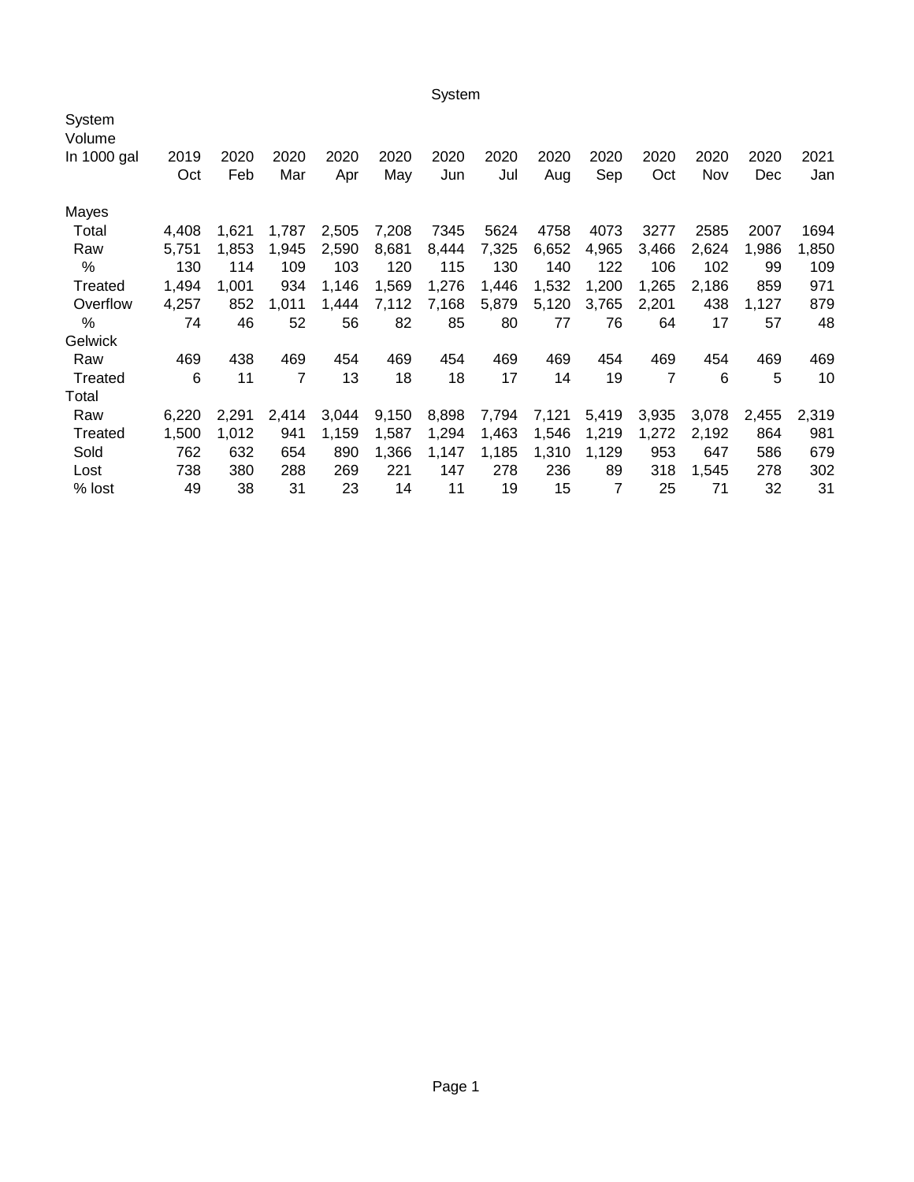System

| System Volume In 1000 gal | 2019 Oct | 2020 Feb | 2020 Mar | 2020 Apr | 2020 May | 2020 Jun | 2020 Jul | 2020 Aug | 2020 Sep | 2020 Oct | 2020 Nov | 2020 Dec | 2021 Jan |
|---|---|---|---|---|---|---|---|---|---|---|---|---|---|
| **Mayes** | | | | | | | | | | | | | |
| Total | 4,408 | 1,621 | 1,787 | 2,505 | 7,208 | 7345 | 5624 | 4758 | 4073 | 3277 | 2585 | 2007 | 1694 |
| Raw | 5,751 | 1,853 | 1,945 | 2,590 | 8,681 | 8,444 | 7,325 | 6,652 | 4,965 | 3,466 | 2,624 | 1,986 | 1,850 |
| % | 130 | 114 | 109 | 103 | 120 | 115 | 130 | 140 | 122 | 106 | 102 | 99 | 109 |
| Treated | 1,494 | 1,001 | 934 | 1,146 | 1,569 | 1,276 | 1,446 | 1,532 | 1,200 | 1,265 | 2,186 | 859 | 971 |
| Overflow | 4,257 | 852 | 1,011 | 1,444 | 7,112 | 7,168 | 5,879 | 5,120 | 3,765 | 2,201 | 438 | 1,127 | 879 |
| % | 74 | 46 | 52 | 56 | 82 | 85 | 80 | 77 | 76 | 64 | 17 | 57 | 48 |
| **Gelwick** | | | | | | | | | | | | | |
| Raw | 469 | 438 | 469 | 454 | 469 | 454 | 469 | 469 | 454 | 469 | 454 | 469 | 469 |
| Treated | 6 | 11 | 7 | 13 | 18 | 18 | 17 | 14 | 19 | 7 | 6 | 5 | 10 |
| **Total** | | | | | | | | | | | | | |
| Raw | 6,220 | 2,291 | 2,414 | 3,044 | 9,150 | 8,898 | 7,794 | 7,121 | 5,419 | 3,935 | 3,078 | 2,455 | 2,319 |
| Treated | 1,500 | 1,012 | 941 | 1,159 | 1,587 | 1,294 | 1,463 | 1,546 | 1,219 | 1,272 | 2,192 | 864 | 981 |
| Sold | 762 | 632 | 654 | 890 | 1,366 | 1,147 | 1,185 | 1,310 | 1,129 | 953 | 647 | 586 | 679 |
| Lost | 738 | 380 | 288 | 269 | 221 | 147 | 278 | 236 | 89 | 318 | 1,545 | 278 | 302 |
| % lost | 49 | 38 | 31 | 23 | 14 | 11 | 19 | 15 | 7 | 25 | 71 | 32 | 31 |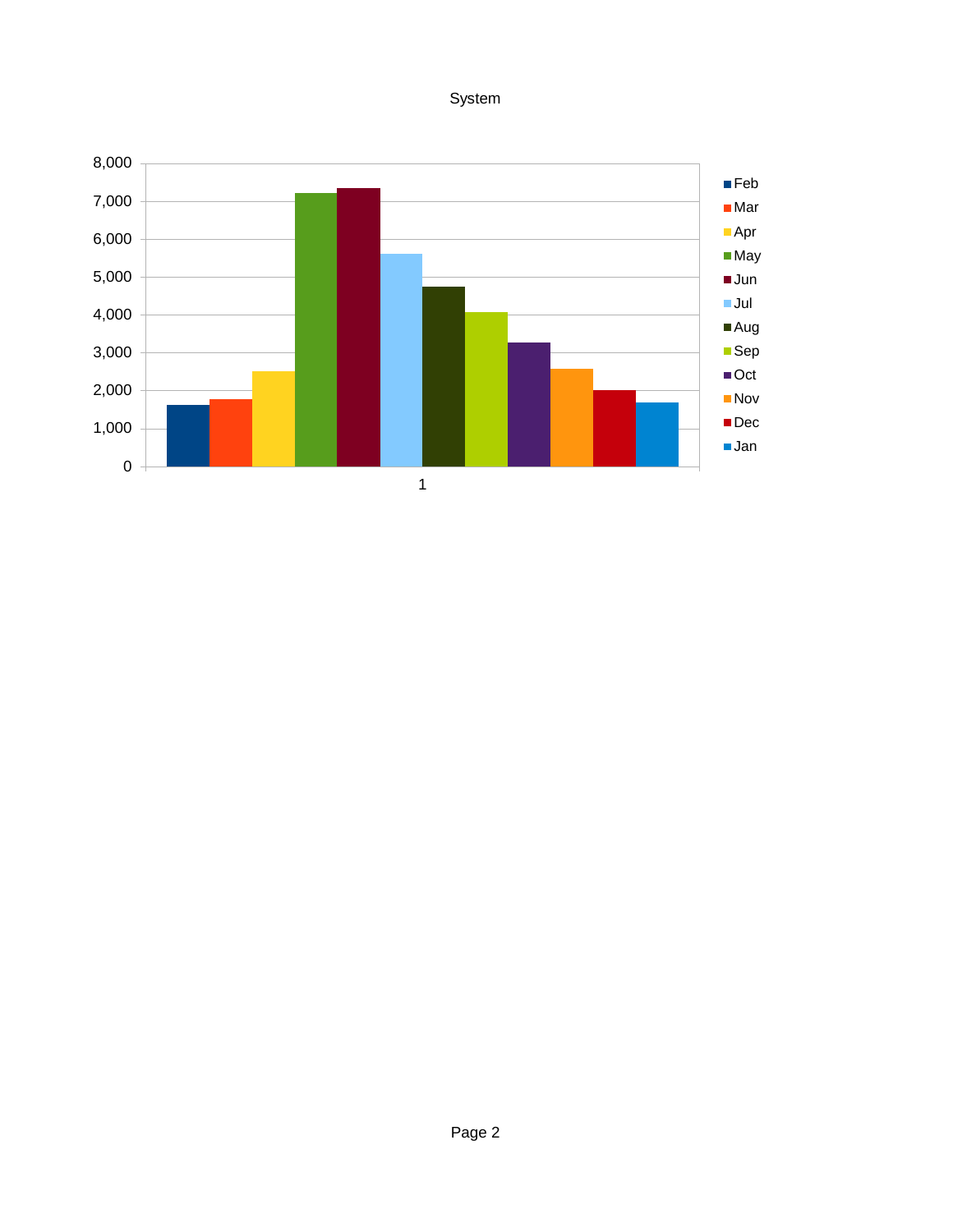System

8,000
7,000
6,000
5,000
4,000
3,000
2,000
1,000
0

1

Feb
Mar
Apr
May
Jun
Jul
Aug
Sep
Oct
Nov
Dec
Jan